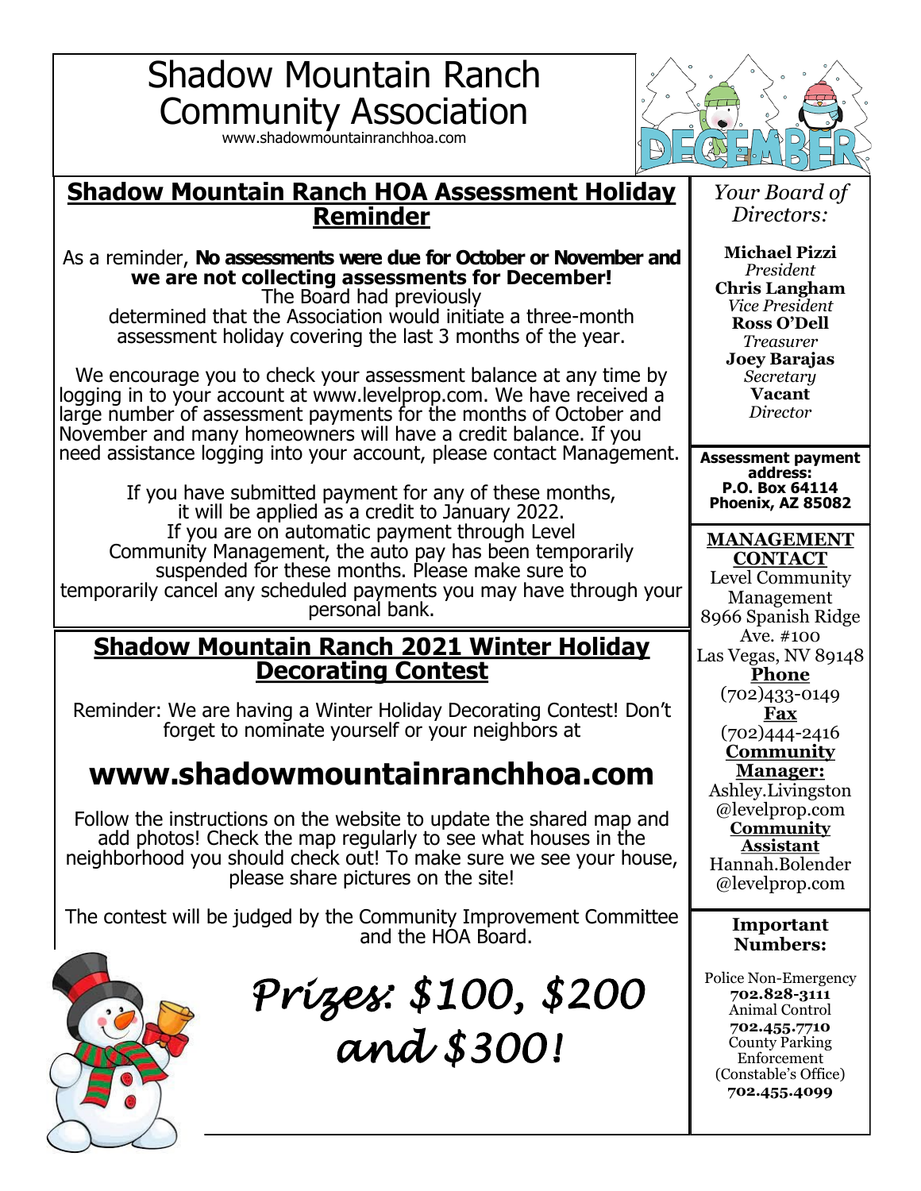# Shadow Mountain Ranch Community Association

www.shadowmountainranchhoa.com

DECEMBER

## Shadow Mountain Ranch HOA Assessment Holiday Reminder

As a reminder, **No assessments were due for October or November and we are not collecting assessments for December!** The Board had previously determined that the Association would initiate a three-month assessment holiday covering the last 3 months of the year.

We encourage you to check your assessment balance at any time by logging in to your account at www.levelprop.com. We have received a large number of assessment payments for the months of October and November and many homeowners will have a credit balance. If you need assistance logging into your account, please contact Management.

If you have submitted payment for any of these months, it will be applied as a credit to January 2022. If you are on automatic payment through Level Community Management, the auto pay has been temporarily suspended for these months. Please make sure to temporarily cancel any scheduled payments you may have through your personal bank.

## Shadow Mountain Ranch 2021 Winter Holiday Decorating Contest

Reminder: We are having a Winter Holiday Decorating Contest! Don't forget to nominate yourself or your neighbors at

# www.shadowmountainranchhoa.com

Follow the instructions on the website to update the shared map and add photos! Check the map regularly to see what houses in the neighborhood you should check out! To make sure we see your house, please share pictures on the site!

The contest will be judged by the Community Improvement Committee and the HOA Board.

*Prizes: $100, $200 and $300!*

---

*Your Board of Directors:*

**Michael Pizzi**
*President*
**Chris Langham**
*Vice President*
**Ross O'Dell**
*Treasurer*
**Joey Barajas**
*Secretary*
**Vacant**
*Director*

**Assessment payment address:**
**P.O. Box 64114**
**Phoenix, AZ 85082**

**MANAGEMENT CONTACT**

Level Community Management
8966 Spanish Ridge Ave. #100
Las Vegas, NV 89148

**Phone**
(702)433-0149

**Fax**
(702)444-2416

**Community Manager:**
Ashley.Livingston@levelprop.com

**Community Assistant**
Hannah.Bolender@levelprop.com

**Important Numbers:**

Police Non-Emergency
**702.828-3111**
Animal Control
**702.455.7710**
County Parking Enforcement (Constable's Office)
**702.455.4099**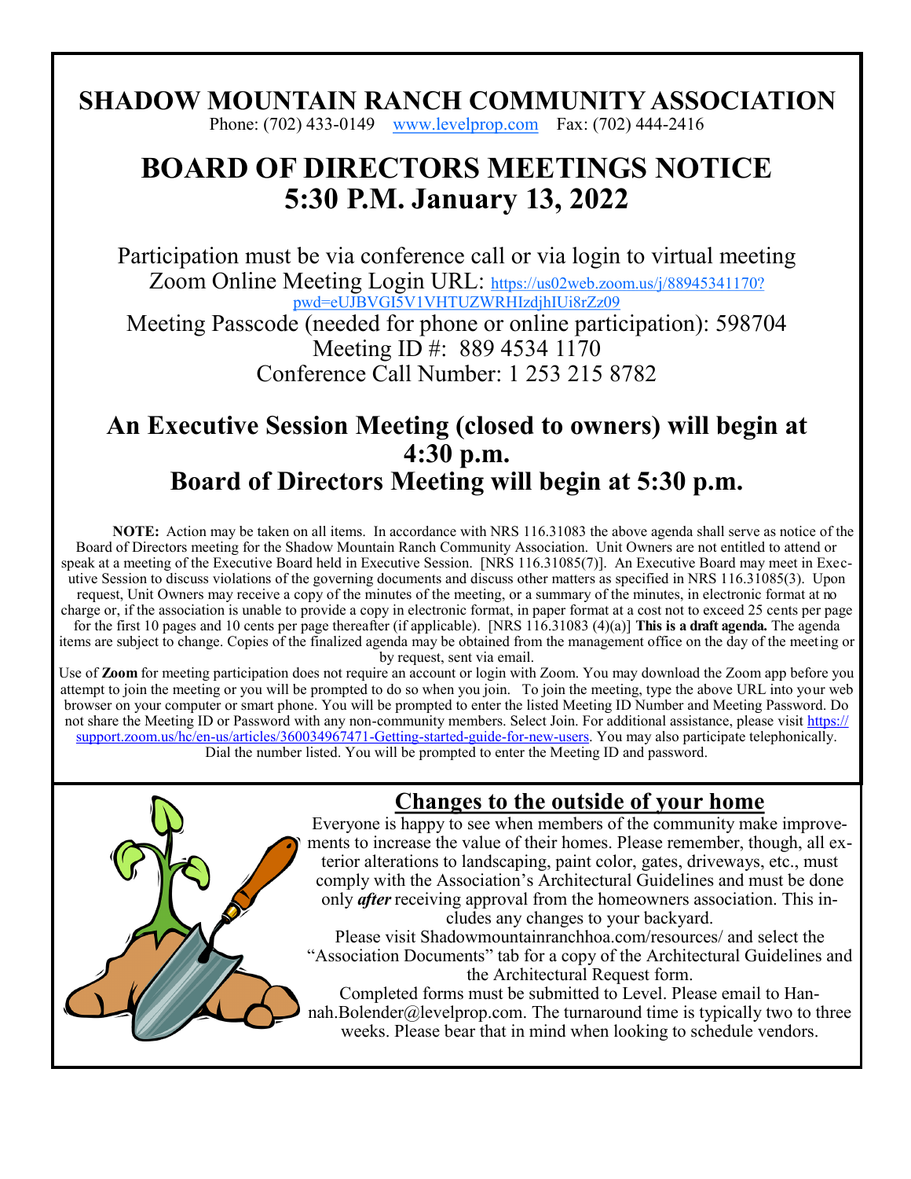# SHADOW MOUNTAIN RANCH COMMUNITY ASSOCIATION

Phone: (702) 433-0149 www.levelprop.com Fax: (702) 444-2416

# BOARD OF DIRECTORS MEETINGS NOTICE
# 5:30 P.M. January 13, 2022

Participation must be via conference call or via login to virtual meeting
Zoom Online Meeting Login URL: https://us02web.zoom.us/j/88945341170?pwd=eUJBVGl5V1VHTUZWRHIzdjhIUi8rZz09
Meeting Passcode (needed for phone or online participation): 598704
Meeting ID #: 889 4534 1170
Conference Call Number: 1 253 215 8782

## An Executive Session Meeting (closed to owners) will begin at 4:30 p.m.
## Board of Directors Meeting will begin at 5:30 p.m.

**NOTE:** Action may be taken on all items. In accordance with NRS 116.31083 the above agenda shall serve as notice of the Board of Directors meeting for the Shadow Mountain Ranch Community Association. Unit Owners are not entitled to attend or speak at a meeting of the Executive Board held in Executive Session. [NRS 116.31085(7)]. An Executive Board may meet in Executive Session to discuss violations of the governing documents and discuss other matters as specified in NRS 116.31085(3). Upon request, Unit Owners may receive a copy of the minutes of the meeting, or a summary of the minutes, in electronic format at no charge or, if the association is unable to provide a copy in electronic format, in paper format at a cost not to exceed 25 cents per page for the first 10 pages and 10 cents per page thereafter (if applicable). [NRS 116.31083 (4)(a)] **This is a draft agenda.** The agenda items are subject to change. Copies of the finalized agenda may be obtained from the management office on the day of the meeting or by request, sent via email.

Use of **Zoom** for meeting participation does not require an account or login with Zoom. You may download the Zoom app before you attempt to join the meeting or you will be prompted to do so when you join. To join the meeting, type the above URL into your web browser on your computer or smart phone. You will be prompted to enter the listed Meeting ID Number and Meeting Password. Do not share the Meeting ID or Password with any non-community members. Select Join. For additional assistance, please visit https://support.zoom.us/hc/en-us/articles/360034967471-Getting-started-guide-for-new-users. You may also participate telephonically. Dial the number listed. You will be prompted to enter the Meeting ID and password.

## Changes to the outside of your home

Everyone is happy to see when members of the community make improvements to increase the value of their homes. Please remember, though, all exterior alterations to landscaping, paint color, gates, driveways, etc., must comply with the Association's Architectural Guidelines and must be done only ***after*** receiving approval from the homeowners association. This includes any changes to your backyard.

Please visit Shadowmountainranchhoa.com/resources/ and select the "Association Documents" tab for a copy of the Architectural Guidelines and the Architectural Request form.

Completed forms must be submitted to Level. Please email to Hannah.Bolender@levelprop.com. The turnaround time is typically two to three weeks. Please bear that in mind when looking to schedule vendors.